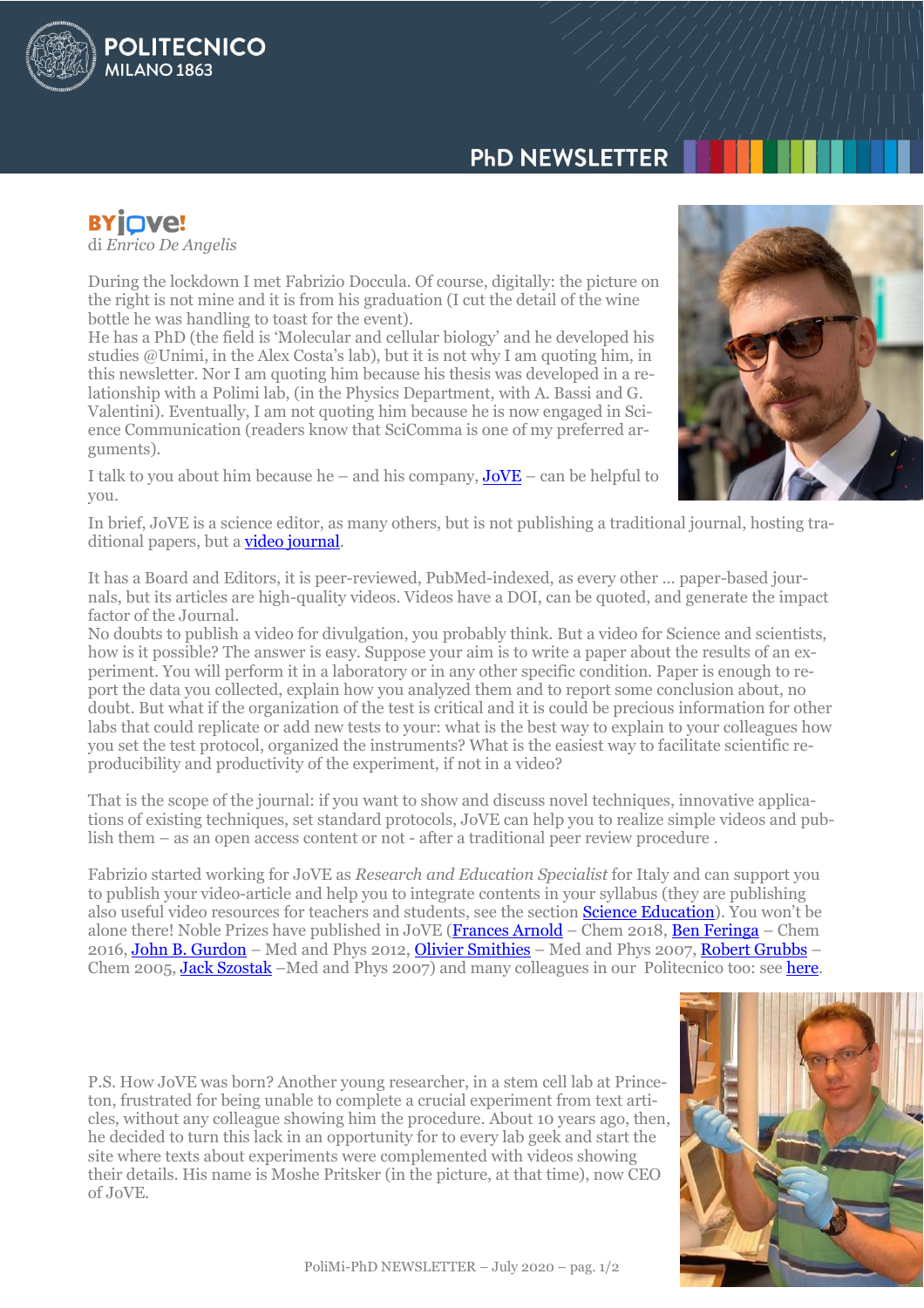# BYjove!

di *Enrico De Angelis*

During the lockdown I met Fabrizio Doccula. Of course, digitally: the picture on the right is not mine and it is from his graduation (I cut the detail of the wine bottle he was handling to toast for the event).
He has a PhD (the field is 'Molecular and cellular biology' and he developed his studies @Unimi, in the Alex Costa's lab), but it is not why I am quoting him, in this newsletter. Nor I am quoting him because his thesis was developed in a relationship with a Polimi lab, (in the Physics Department, with A. Bassi and G. Valentini). Eventually, I am not quoting him because he is now engaged in Science Communication (readers know that SciComma is one of my preferred arguments).

I talk to you about him because he – and his company, JoVE – can be helpful to you.

In brief, JoVE is a science editor, as many others, but is not publishing a traditional journal, hosting traditional papers, but a video journal.

It has a Board and Editors, it is peer-reviewed, PubMed-indexed, as every other … paper-based journals, but its articles are high-quality videos. Videos have a DOI, can be quoted, and generate the impact factor of the Journal.
No doubts to publish a video for divulgation, you probably think. But a video for Science and scientists, how is it possible? The answer is easy. Suppose your aim is to write a paper about the results of an experiment. You will perform it in a laboratory or in any other specific condition. Paper is enough to report the data you collected, explain how you analyzed them and to report some conclusion about, no doubt. But what if the organization of the test is critical and it is could be precious information for other labs that could replicate or add new tests to your: what is the best way to explain to your colleagues how you set the test protocol, organized the instruments? What is the easiest way to facilitate scientific reproducibility and productivity of the experiment, if not in a video?

That is the scope of the journal: if you want to show and discuss novel techniques, innovative applications of existing techniques, set standard protocols, JoVE can help you to realize simple videos and publish them – as an open access content or not - after a traditional peer review procedure .

Fabrizio started working for JoVE as *Research and Education Specialist* for Italy and can support you to publish your video-article and help you to integrate contents in your syllabus (they are publishing also useful video resources for teachers and students, see the section Science Education). You won't be alone there! Noble Prizes have published in JoVE (Frances Arnold – Chem 2018, Ben Feringa – Chem 2016, John B. Gurdon – Med and Phys 2012, Olivier Smithies – Med and Phys 2007, Robert Grubbs – Chem 2005, Jack Szostak –Med and Phys 2007) and many colleagues in our Politecnico too: see here.

P.S. How JoVE was born? Another young researcher, in a stem cell lab at Princeton, frustrated for being unable to complete a crucial experiment from text articles, without any colleague showing him the procedure. About 10 years ago, then, he decided to turn this lack in an opportunity for to every lab geek and start the site where texts about experiments were complemented with videos showing their details. His name is Moshe Pritsker (in the picture, at that time), now CEO of JoVE.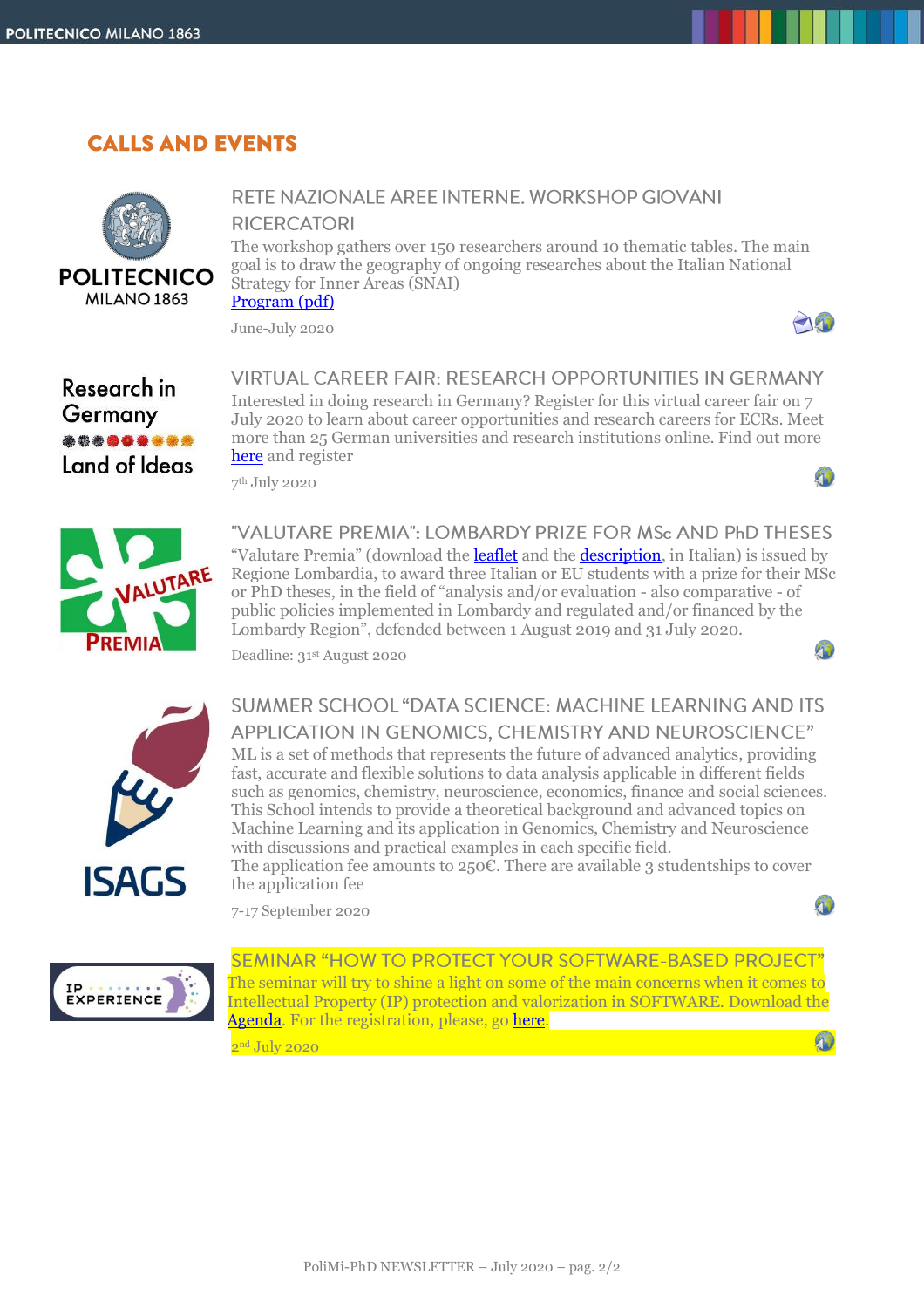## CALLS AND EVENTS

### RETE NAZIONALE AREE INTERNE. WORKSHOP GIOVANI RICERCATORI

The workshop gathers over 150 researchers around 10 thematic tables. The main goal is to draw the geography of ongoing researches about the Italian National Strategy for Inner Areas (SNAI)
Program (pdf)

June-July 2020

### VIRTUAL CAREER FAIR: RESEARCH OPPORTUNITIES IN GERMANY

Interested in doing research in Germany? Register for this virtual career fair on 7 July 2020 to learn about career opportunities and research careers for ECRs. Meet more than 25 German universities and research institutions online. Find out more here and register

7th July 2020

### "VALUTARE PREMIA": LOMBARDY PRIZE FOR MSc AND PhD THESES

"Valutare Premia" (download the leaflet and the description, in Italian) is issued by Regione Lombardia, to award three Italian or EU students with a prize for their MSc or PhD theses, in the field of "analysis and/or evaluation - also comparative - of public policies implemented in Lombardy and regulated and/or financed by the Lombardy Region", defended between 1 August 2019 and 31 July 2020.

Deadline: 31st August 2020

### SUMMER SCHOOL "DATA SCIENCE: MACHINE LEARNING AND ITS APPLICATION IN GENOMICS, CHEMISTRY AND NEUROSCIENCE"

ML is a set of methods that represents the future of advanced analytics, providing fast, accurate and flexible solutions to data analysis applicable in different fields such as genomics, chemistry, neuroscience, economics, finance and social sciences. This School intends to provide a theoretical background and advanced topics on Machine Learning and its application in Genomics, Chemistry and Neuroscience with discussions and practical examples in each specific field.
The application fee amounts to 250€. There are available 3 studentships to cover the application fee

7-17 September 2020

### SEMINAR "HOW TO PROTECT YOUR SOFTWARE-BASED PROJECT"

The seminar will try to shine a light on some of the main concerns when it comes to Intellectual Property (IP) protection and valorization in SOFTWARE. Download the Agenda. For the registration, please, go here.

2nd July 2020